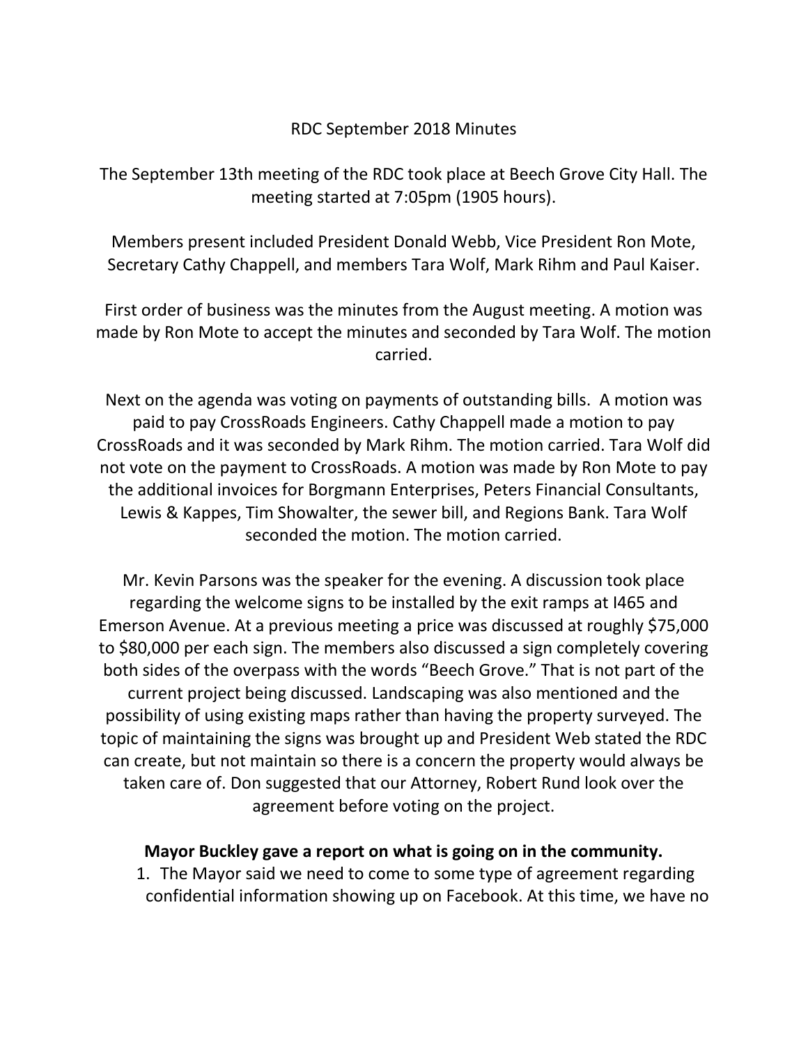RDC September 2018 Minutes

The September 13th meeting of the RDC took place at Beech Grove City Hall. The meeting started at 7:05pm (1905 hours).

Members present included President Donald Webb, Vice President Ron Mote, Secretary Cathy Chappell, and members Tara Wolf, Mark Rihm and Paul Kaiser.

First order of business was the minutes from the August meeting. A motion was made by Ron Mote to accept the minutes and seconded by Tara Wolf. The motion carried.

Next on the agenda was voting on payments of outstanding bills. A motion was paid to pay CrossRoads Engineers. Cathy Chappell made a motion to pay CrossRoads and it was seconded by Mark Rihm. The motion carried. Tara Wolf did not vote on the payment to CrossRoads. A motion was made by Ron Mote to pay the additional invoices for Borgmann Enterprises, Peters Financial Consultants, Lewis & Kappes, Tim Showalter, the sewer bill, and Regions Bank. Tara Wolf seconded the motion. The motion carried.

Mr. Kevin Parsons was the speaker for the evening. A discussion took place regarding the welcome signs to be installed by the exit ramps at I465 and Emerson Avenue. At a previous meeting a price was discussed at roughly $75,000 to $80,000 per each sign. The members also discussed a sign completely covering both sides of the overpass with the words "Beech Grove." That is not part of the current project being discussed. Landscaping was also mentioned and the possibility of using existing maps rather than having the property surveyed. The topic of maintaining the signs was brought up and President Web stated the RDC can create, but not maintain so there is a concern the property would always be taken care of. Don suggested that our Attorney, Robert Rund look over the agreement before voting on the project.

**Mayor Buckley gave a report on what is going on in the community.**

1. The Mayor said we need to come to some type of agreement regarding confidential information showing up on Facebook. At this time, we have no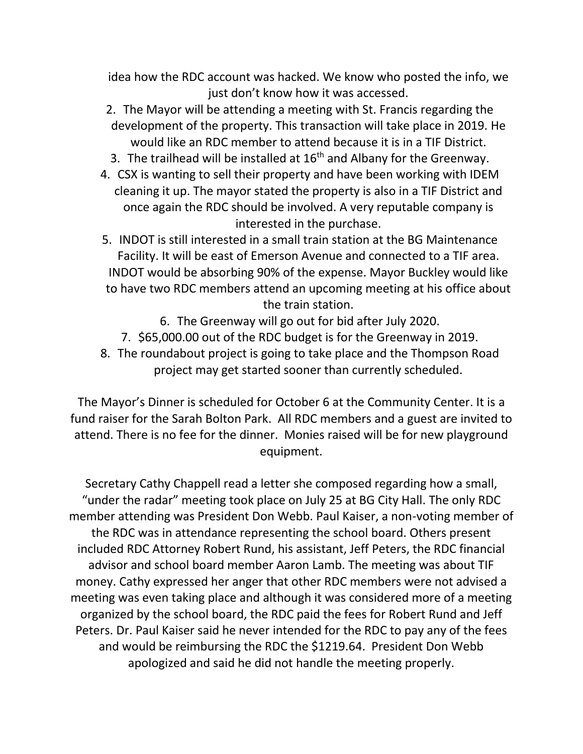idea how the RDC account was hacked. We know who posted the info, we just don't know how it was accessed.

2. The Mayor will be attending a meeting with St. Francis regarding the development of the property. This transaction will take place in 2019. He would like an RDC member to attend because it is in a TIF District.
3. The trailhead will be installed at 16th and Albany for the Greenway.
4. CSX is wanting to sell their property and have been working with IDEM cleaning it up. The mayor stated the property is also in a TIF District and once again the RDC should be involved. A very reputable company is interested in the purchase.
5. INDOT is still interested in a small train station at the BG Maintenance Facility. It will be east of Emerson Avenue and connected to a TIF area. INDOT would be absorbing 90% of the expense. Mayor Buckley would like to have two RDC members attend an upcoming meeting at his office about the train station.
6. The Greenway will go out for bid after July 2020.
7. $65,000.00 out of the RDC budget is for the Greenway in 2019.
8. The roundabout project is going to take place and the Thompson Road project may get started sooner than currently scheduled.

The Mayor's Dinner is scheduled for October 6 at the Community Center. It is a fund raiser for the Sarah Bolton Park. All RDC members and a guest are invited to attend. There is no fee for the dinner. Monies raised will be for new playground equipment.

Secretary Cathy Chappell read a letter she composed regarding how a small, "under the radar" meeting took place on July 25 at BG City Hall. The only RDC member attending was President Don Webb. Paul Kaiser, a non-voting member of the RDC was in attendance representing the school board. Others present included RDC Attorney Robert Rund, his assistant, Jeff Peters, the RDC financial advisor and school board member Aaron Lamb. The meeting was about TIF money. Cathy expressed her anger that other RDC members were not advised a meeting was even taking place and although it was considered more of a meeting organized by the school board, the RDC paid the fees for Robert Rund and Jeff Peters. Dr. Paul Kaiser said he never intended for the RDC to pay any of the fees and would be reimbursing the RDC the $1219.64. President Don Webb apologized and said he did not handle the meeting properly.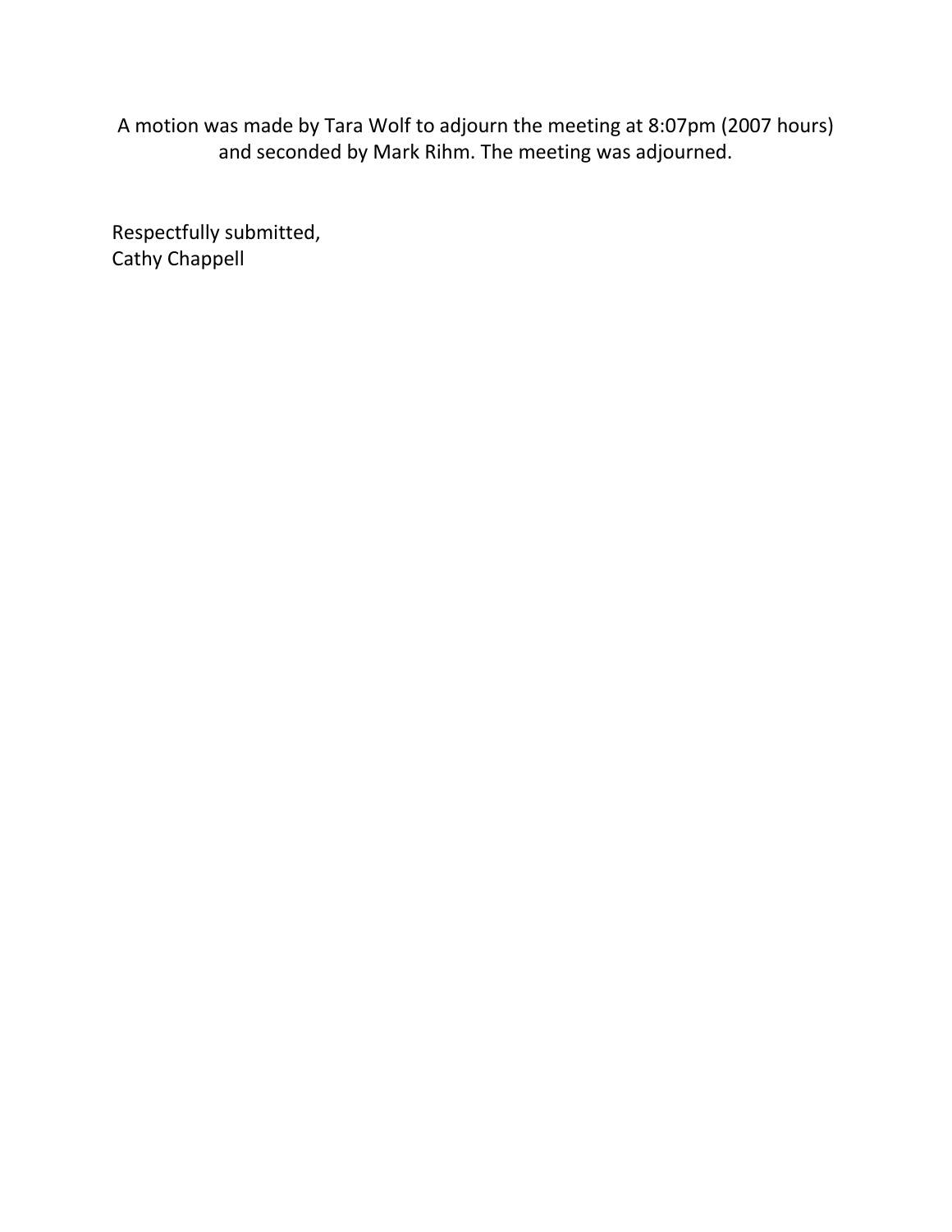A motion was made by Tara Wolf to adjourn the meeting at 8:07pm (2007 hours) and seconded by Mark Rihm. The meeting was adjourned.

Respectfully submitted,  
Cathy Chappell